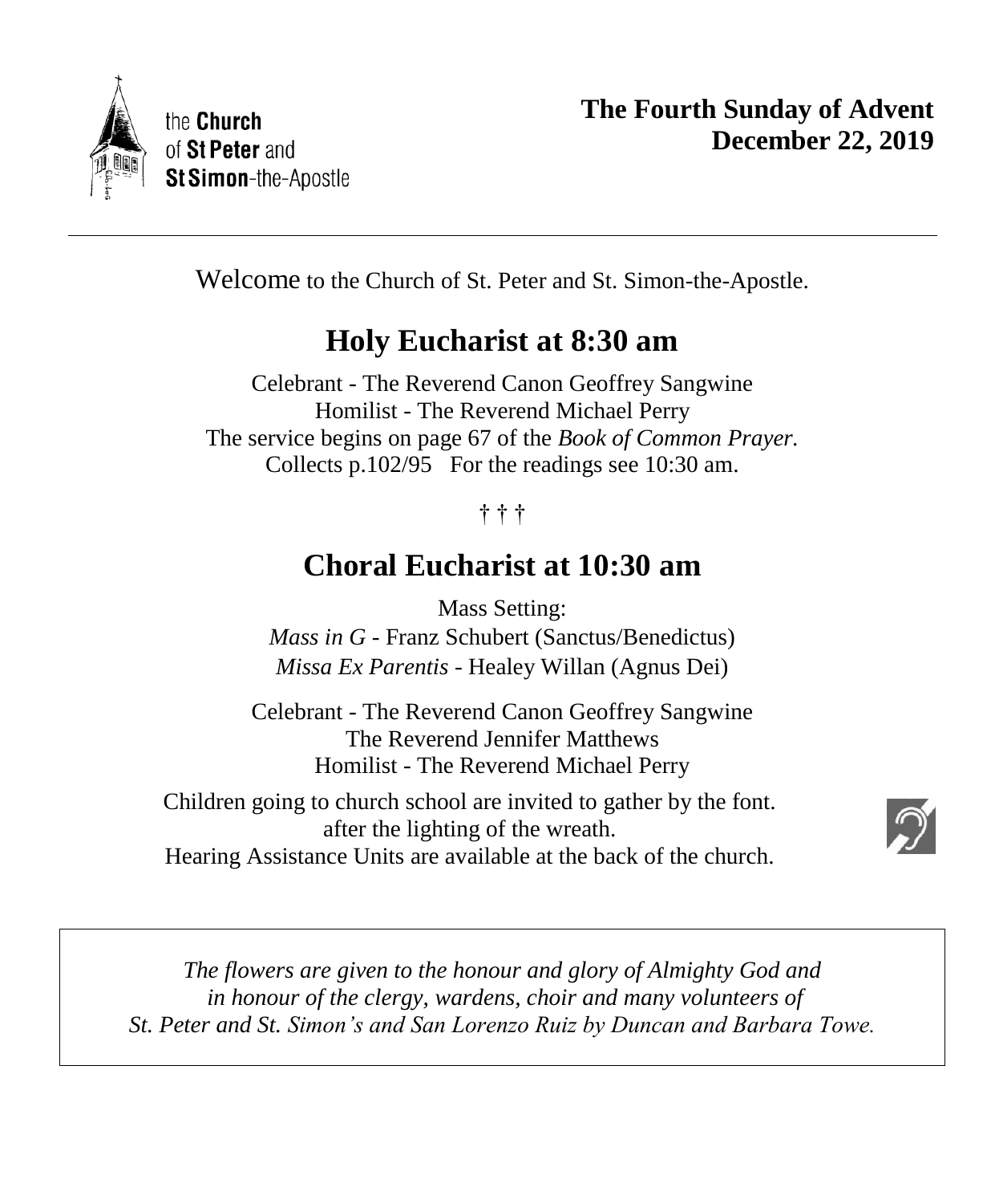the **Church** of **St Peter** and **St Simon**-the-Apostle

**The Fourth Sunday of Advent**
**December 22, 2019**

---

Welcome to the Church of St. Peter and St. Simon-the-Apostle.

## Holy Eucharist at 8:30 am

Celebrant - The Reverend Canon Geoffrey Sangwine
Homilist - The Reverend Michael Perry
The service begins on page 67 of the *Book of Common Prayer.*
Collects p.102/95 For the readings see 10:30 am.

† † †

## Choral Eucharist at 10:30 am

Mass Setting:
*Mass in G* - Franz Schubert (Sanctus/Benedictus)
*Missa Ex Parentis* - Healey Willan (Agnus Dei)

Celebrant - The Reverend Canon Geoffrey Sangwine
The Reverend Jennifer Matthews
Homilist - The Reverend Michael Perry

Children going to church school are invited to gather by the font.
after the lighting of the wreath.
Hearing Assistance Units are available at the back of the church.

*The flowers are given to the honour and glory of Almighty God and in honour of the clergy, wardens, choir and many volunteers of St. Peter and St. Simon's and San Lorenzo Ruiz by Duncan and Barbara Towe.*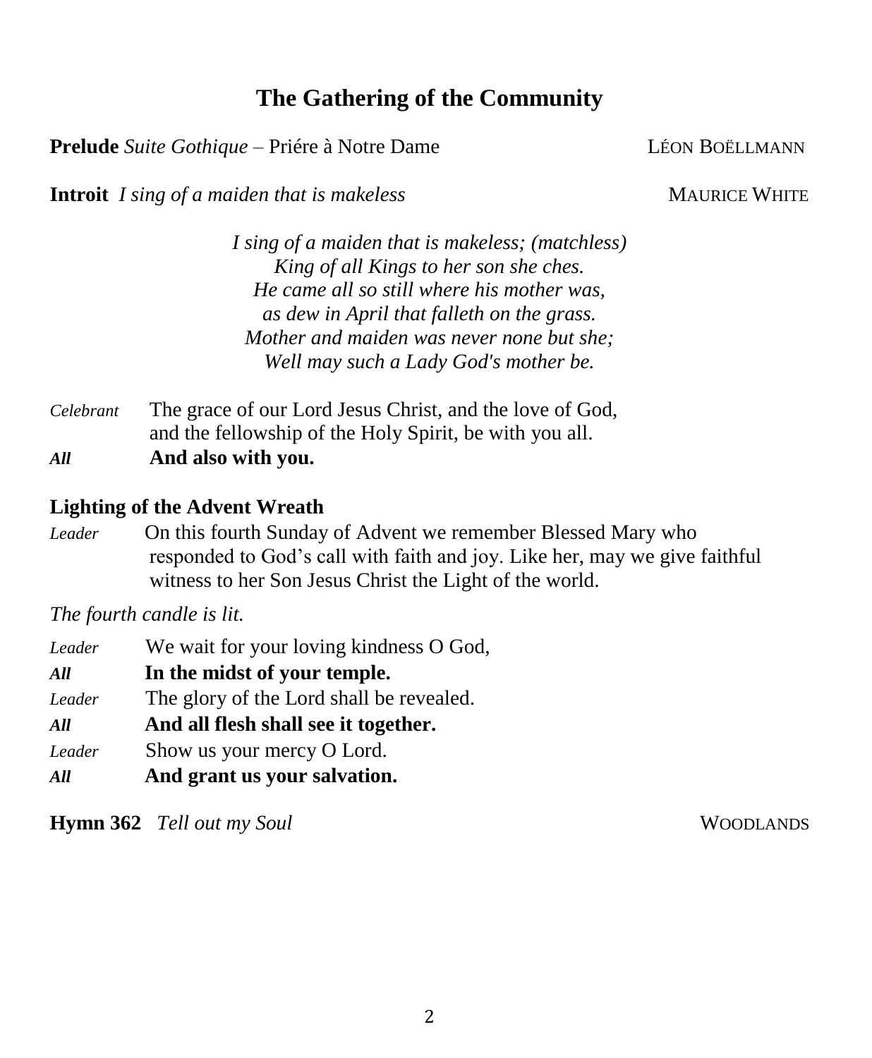## The Gathering of the Community

**Prelude** *Suite Gothique* – Priére à Notre Dame LÉON BOËLLMANN

**Introit** *I sing of a maiden that is makeless* MAURICE WHITE

*I sing of a maiden that is makeless; (matchless)*
*King of all Kings to her son she ches.*
*He came all so still where his mother was,*
*as dew in April that falleth on the grass.*
*Mother and maiden was never none but she;*
*Well may such a Lady God's mother be.*

*Celebrant* The grace of our Lord Jesus Christ, and the love of God, and the fellowship of the Holy Spirit, be with you all.
***All*** **And also with you.**

**Lighting of the Advent Wreath**

*Leader* On this fourth Sunday of Advent we remember Blessed Mary who responded to God's call with faith and joy. Like her, may we give faithful witness to her Son Jesus Christ the Light of the world.

*The fourth candle is lit.*

*Leader* We wait for your loving kindness O God,
***All*** **In the midst of your temple.**
*Leader* The glory of the Lord shall be revealed.
***All*** **And all flesh shall see it together.**
*Leader* Show us your mercy O Lord.
***All*** **And grant us your salvation.**

**Hymn 362** *Tell out my Soul* WOODLANDS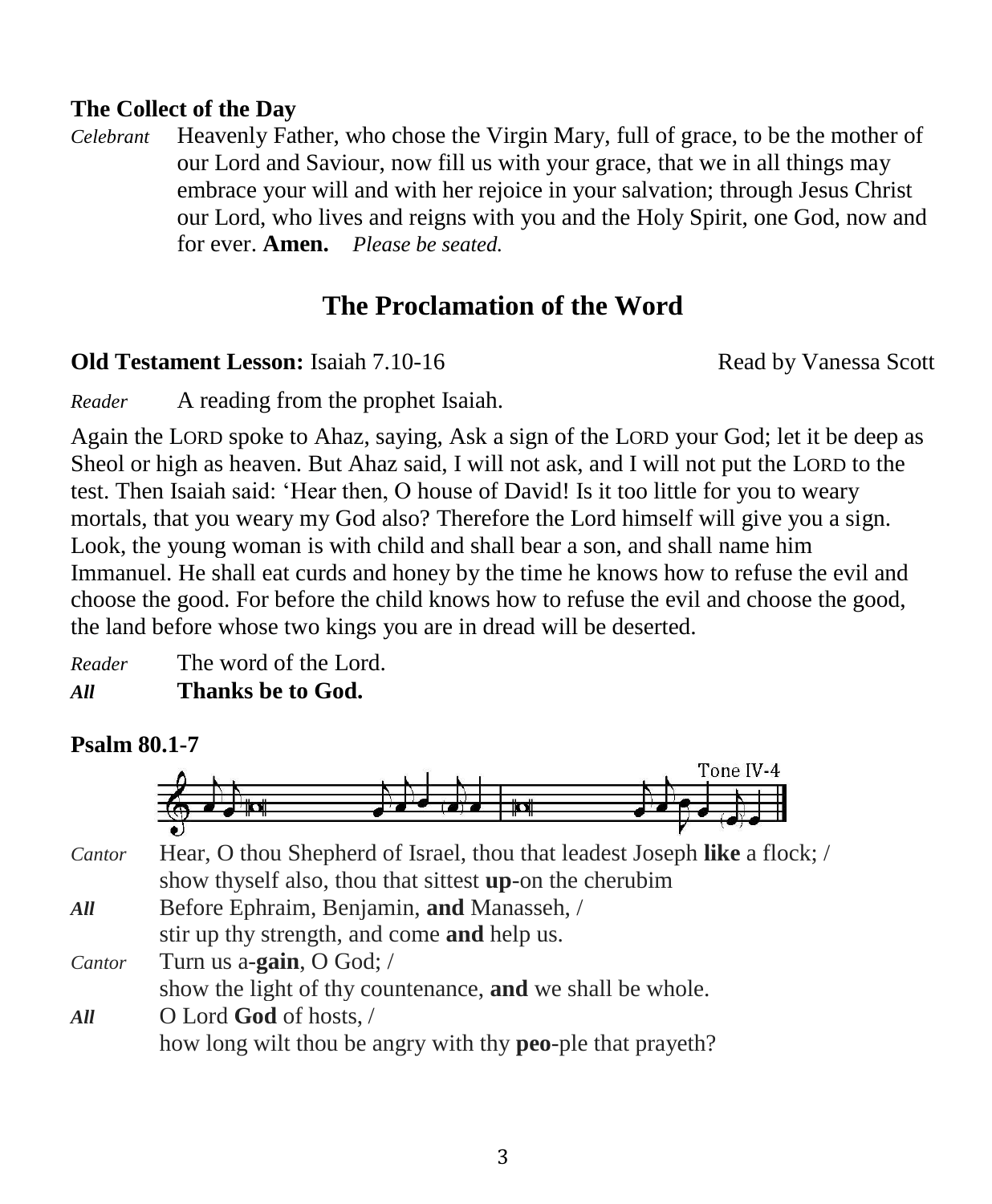**The Collect of the Day**

*Celebrant* Heavenly Father, who chose the Virgin Mary, full of grace, to be the mother of our Lord and Saviour, now fill us with your grace, that we in all things may embrace your will and with her rejoice in your salvation; through Jesus Christ our Lord, who lives and reigns with you and the Holy Spirit, one God, now and for ever. **Amen.** *Please be seated.*

## The Proclamation of the Word

**Old Testament Lesson:** Isaiah 7.10-16 Read by Vanessa Scott

*Reader* A reading from the prophet Isaiah.

Again the LORD spoke to Ahaz, saying, Ask a sign of the LORD your God; let it be deep as Sheol or high as heaven. But Ahaz said, I will not ask, and I will not put the LORD to the test. Then Isaiah said: 'Hear then, O house of David! Is it too little for you to weary mortals, that you weary my God also? Therefore the Lord himself will give you a sign. Look, the young woman is with child and shall bear a son, and shall name him Immanuel. He shall eat curds and honey by the time he knows how to refuse the evil and choose the good. For before the child knows how to refuse the evil and choose the good, the land before whose two kings you are in dread will be deserted.

*Reader* The word of the Lord.
***All*** **Thanks be to God.**

**Psalm 80.1-7**

Tone IV-4

*Cantor* Hear, O thou Shepherd of Israel, thou that leadest Joseph **like** a flock; /
show thyself also, thou that sittest **up**-on the cherubim

***All*** Before Ephraim, Benjamin, **and** Manasseh, /
stir up thy strength, and come **and** help us.

*Cantor* Turn us a-**gain**, O God; /
show the light of thy countenance, **and** we shall be whole.

***All*** O Lord **God** of hosts, /
how long wilt thou be angry with thy **peo**-ple that prayeth?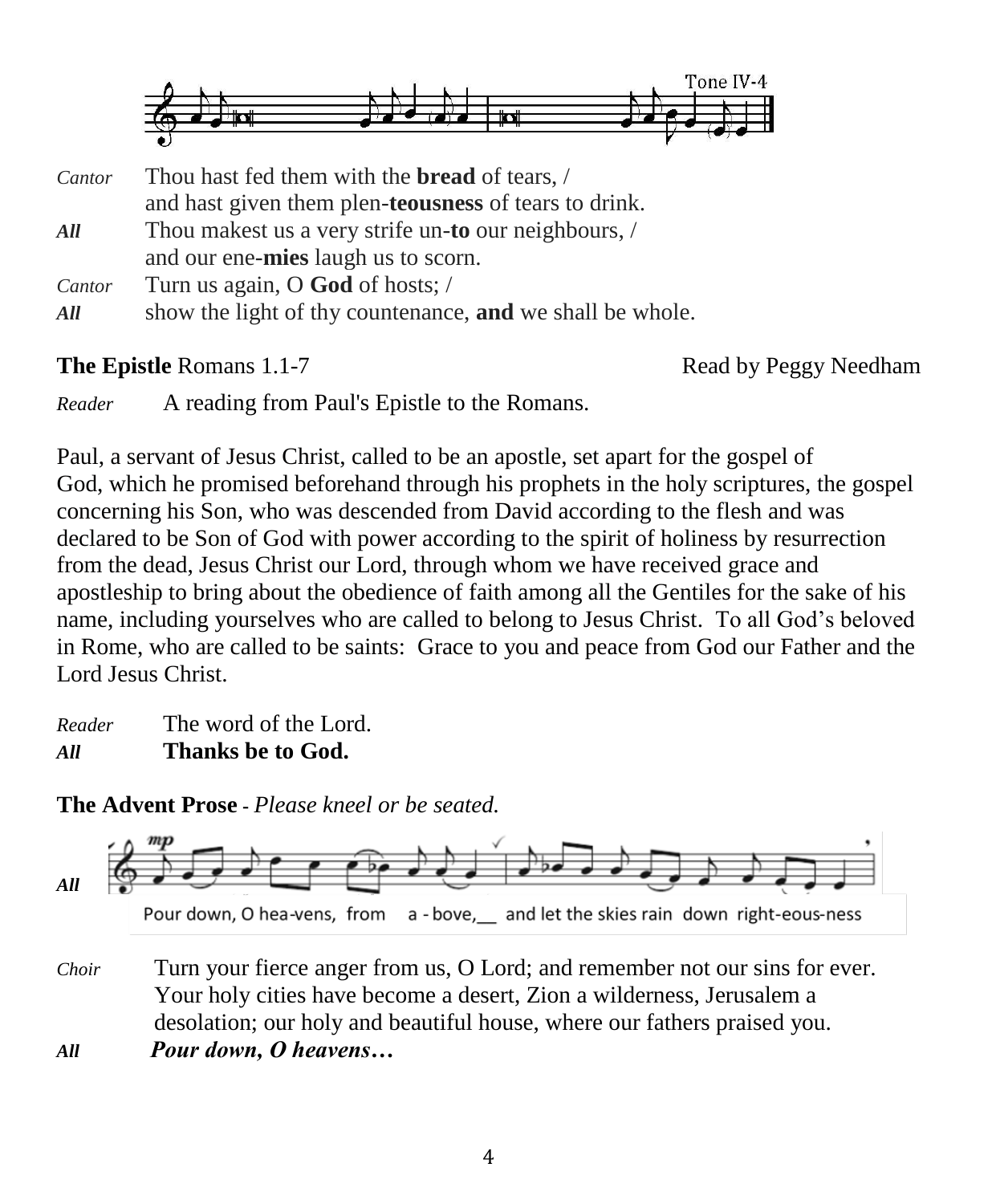Tone IV-4

*Cantor* Thou hast fed them with the **bread** of tears, /
and hast given them plen-**teousness** of tears to drink.

***All*** Thou makest us a very strife un-**to** our neighbours, /
and our ene-**mies** laugh us to scorn.

*Cantor* Turn us again, O **God** of hosts; /

***All*** show the light of thy countenance, **and** we shall be whole.

**The Epistle** Romans 1.1-7 Read by Peggy Needham

*Reader* A reading from Paul's Epistle to the Romans.

Paul, a servant of Jesus Christ, called to be an apostle, set apart for the gospel of God, which he promised beforehand through his prophets in the holy scriptures, the gospel concerning his Son, who was descended from David according to the flesh and was declared to be Son of God with power according to the spirit of holiness by resurrection from the dead, Jesus Christ our Lord, through whom we have received grace and apostleship to bring about the obedience of faith among all the Gentiles for the sake of his name, including yourselves who are called to belong to Jesus Christ. To all God's beloved in Rome, who are called to be saints: Grace to you and peace from God our Father and the Lord Jesus Christ.

*Reader* The word of the Lord.

***All*** **Thanks be to God.**

**The Advent Prose** - *Please kneel or be seated.*

***All*** Pour down, O hea-vens, from a - bove,__ and let the skies rain down right-eous-ness

*Choir* Turn your fierce anger from us, O Lord; and remember not our sins for ever. Your holy cities have become a desert, Zion a wilderness, Jerusalem a desolation; our holy and beautiful house, where our fathers praised you.

***All*** ***Pour down, O heavens…***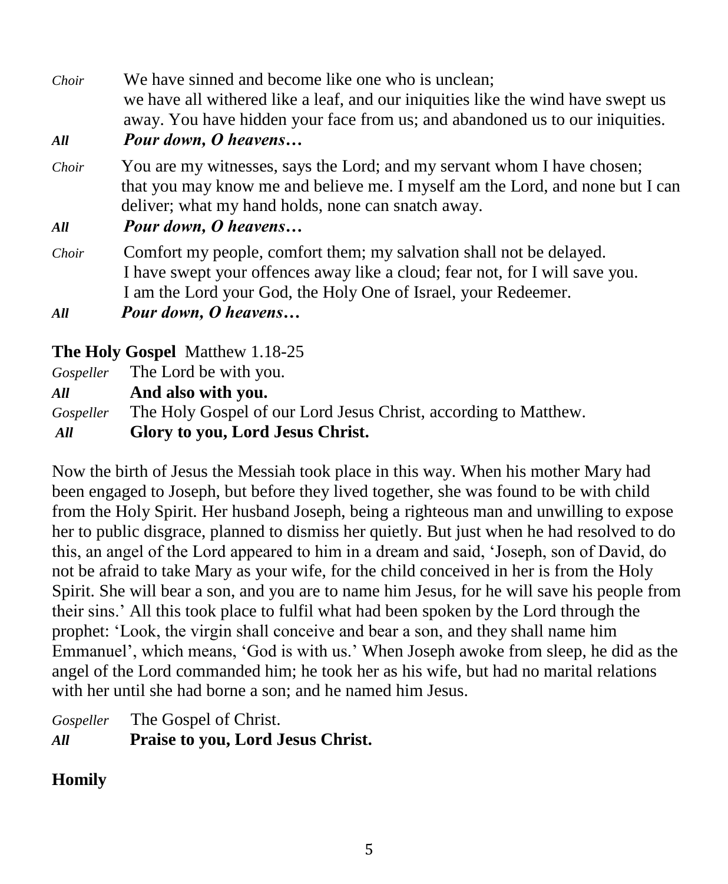*Choir* We have sinned and become like one who is unclean;
we have all withered like a leaf, and our iniquities like the wind have swept us away. You have hidden your face from us; and abandoned us to our iniquities.

***All*** ***Pour down, O heavens…***

*Choir* You are my witnesses, says the Lord; and my servant whom I have chosen; that you may know me and believe me. I myself am the Lord, and none but I can deliver; what my hand holds, none can snatch away.

***All*** ***Pour down, O heavens…***

*Choir* Comfort my people, comfort them; my salvation shall not be delayed.
I have swept your offences away like a cloud; fear not, for I will save you.
I am the Lord your God, the Holy One of Israel, your Redeemer.

***All*** ***Pour down, O heavens…***

**The Holy Gospel** Matthew 1.18-25

*Gospeller* The Lord be with you.
***All*** **And also with you.**
*Gospeller* The Holy Gospel of our Lord Jesus Christ, according to Matthew.
***All*** **Glory to you, Lord Jesus Christ.**

Now the birth of Jesus the Messiah took place in this way. When his mother Mary had been engaged to Joseph, but before they lived together, she was found to be with child from the Holy Spirit. Her husband Joseph, being a righteous man and unwilling to expose her to public disgrace, planned to dismiss her quietly. But just when he had resolved to do this, an angel of the Lord appeared to him in a dream and said, 'Joseph, son of David, do not be afraid to take Mary as your wife, for the child conceived in her is from the Holy Spirit. She will bear a son, and you are to name him Jesus, for he will save his people from their sins.' All this took place to fulfil what had been spoken by the Lord through the prophet: 'Look, the virgin shall conceive and bear a son, and they shall name him Emmanuel', which means, 'God is with us.' When Joseph awoke from sleep, he did as the angel of the Lord commanded him; he took her as his wife, but had no marital relations with her until she had borne a son; and he named him Jesus.

*Gospeller* The Gospel of Christ.
***All*** **Praise to you, Lord Jesus Christ.**

**Homily**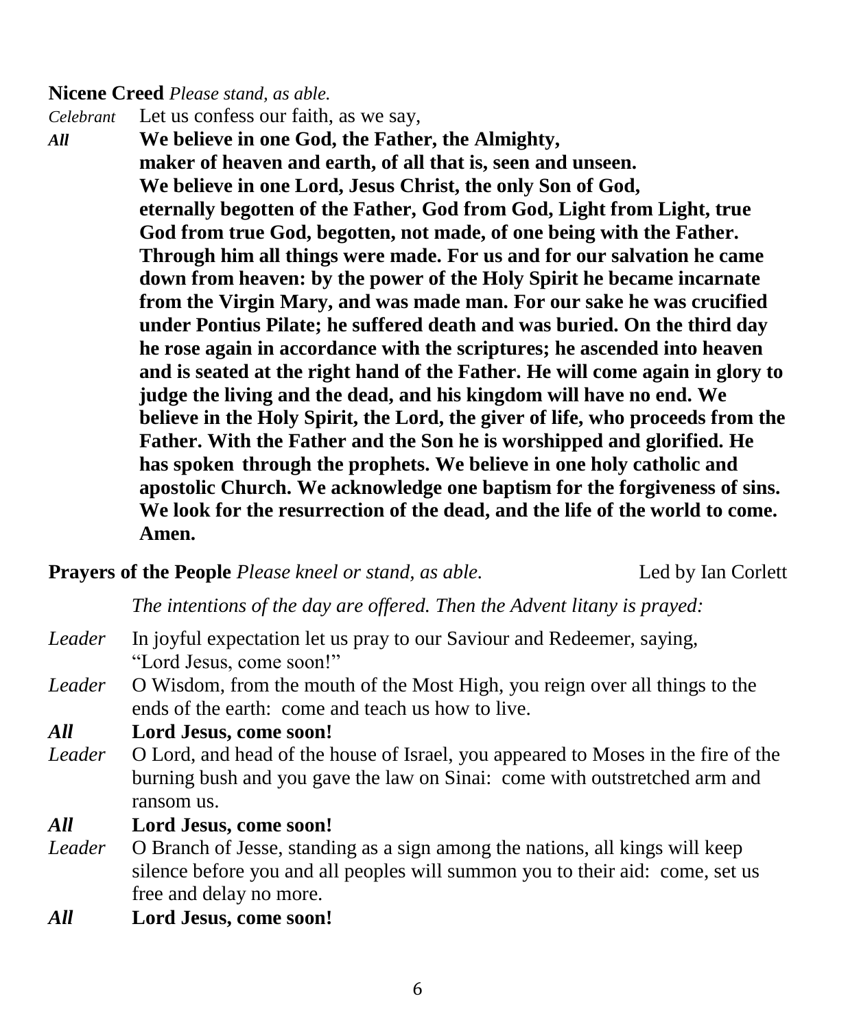**Nicene Creed** *Please stand, as able.*

*Celebrant* Let us confess our faith, as we say,

***All*** **We believe in one God, the Father, the Almighty, maker of heaven and earth, of all that is, seen and unseen. We believe in one Lord, Jesus Christ, the only Son of God, eternally begotten of the Father, God from God, Light from Light, true God from true God, begotten, not made, of one being with the Father. Through him all things were made. For us and for our salvation he came down from heaven: by the power of the Holy Spirit he became incarnate from the Virgin Mary, and was made man. For our sake he was crucified under Pontius Pilate; he suffered death and was buried. On the third day he rose again in accordance with the scriptures; he ascended into heaven and is seated at the right hand of the Father. He will come again in glory to judge the living and the dead, and his kingdom will have no end. We believe in the Holy Spirit, the Lord, the giver of life, who proceeds from the Father. With the Father and the Son he is worshipped and glorified. He has spoken through the prophets. We believe in one holy catholic and apostolic Church. We acknowledge one baptism for the forgiveness of sins. We look for the resurrection of the dead, and the life of the world to come. Amen.**

**Prayers of the People** *Please kneel or stand, as able.* Led by Ian Corlett

*The intentions of the day are offered. Then the Advent litany is prayed:*

*Leader* In joyful expectation let us pray to our Saviour and Redeemer, saying, "Lord Jesus, come soon!"

*Leader* O Wisdom, from the mouth of the Most High, you reign over all things to the ends of the earth: come and teach us how to live.

***All*** **Lord Jesus, come soon!**

*Leader* O Lord, and head of the house of Israel, you appeared to Moses in the fire of the burning bush and you gave the law on Sinai: come with outstretched arm and ransom us.

***All*** **Lord Jesus, come soon!**

*Leader* O Branch of Jesse, standing as a sign among the nations, all kings will keep silence before you and all peoples will summon you to their aid: come, set us free and delay no more.

***All*** **Lord Jesus, come soon!**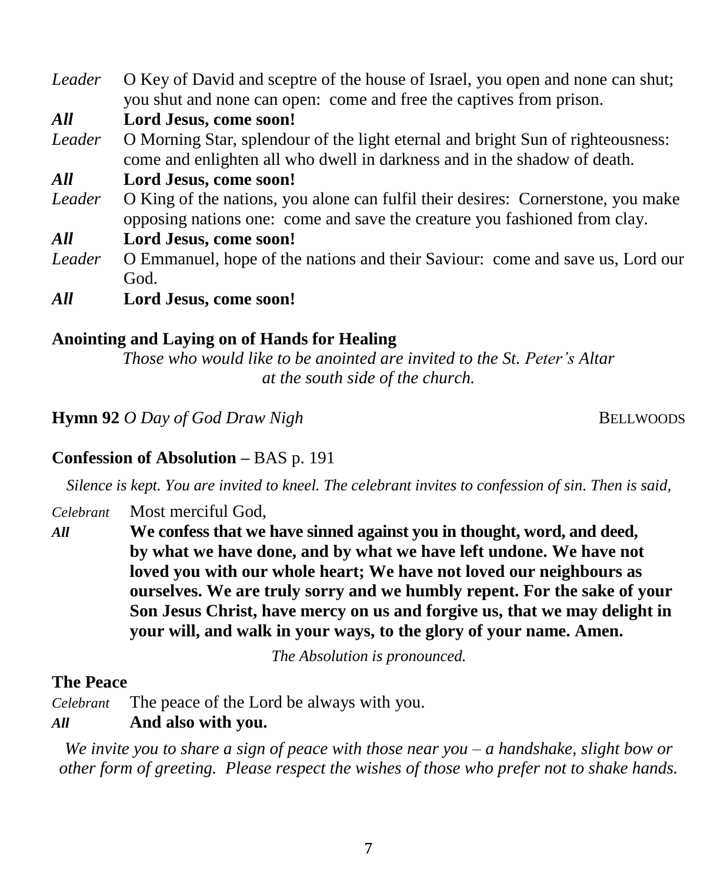*Leader* O Key of David and sceptre of the house of Israel, you open and none can shut; you shut and none can open: come and free the captives from prison.

***All*** **Lord Jesus, come soon!**

*Leader* O Morning Star, splendour of the light eternal and bright Sun of righteousness: come and enlighten all who dwell in darkness and in the shadow of death.

***All*** **Lord Jesus, come soon!**

*Leader* O King of the nations, you alone can fulfil their desires: Cornerstone, you make opposing nations one: come and save the creature you fashioned from clay.

***All*** **Lord Jesus, come soon!**

*Leader* O Emmanuel, hope of the nations and their Saviour: come and save us, Lord our God.

***All*** **Lord Jesus, come soon!**

**Anointing and Laying on of Hands for Healing**

*Those who would like to be anointed are invited to the St. Peter's Altar at the south side of the church.*

**Hymn 92** *O Day of God Draw Nigh* BELLWOODS

**Confession of Absolution –** BAS p. 191

*Silence is kept. You are invited to kneel. The celebrant invites to confession of sin. Then is said,*

*Celebrant* Most merciful God,

***All*** **We confess that we have sinned against you in thought, word, and deed, by what we have done, and by what we have left undone. We have not loved you with our whole heart; We have not loved our neighbours as ourselves. We are truly sorry and we humbly repent. For the sake of your Son Jesus Christ, have mercy on us and forgive us, that we may delight in your will, and walk in your ways, to the glory of your name. Amen.**

*The Absolution is pronounced.*

**The Peace**

*Celebrant* The peace of the Lord be always with you.

***All*** **And also with you.**

*We invite you to share a sign of peace with those near you – a handshake, slight bow or other form of greeting. Please respect the wishes of those who prefer not to shake hands.*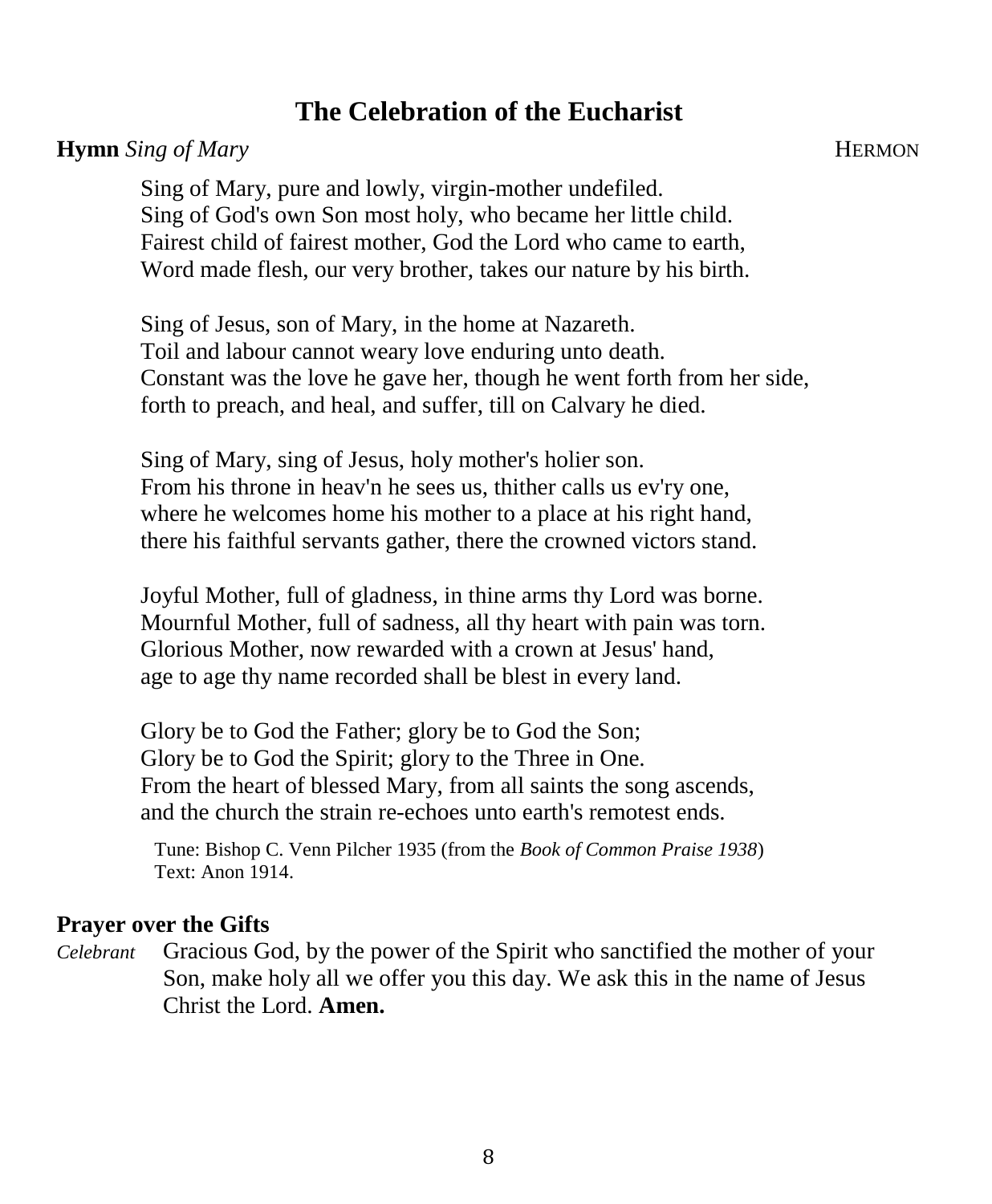# The Celebration of the Eucharist

**Hymn** *Sing of Mary* HERMON

Sing of Mary, pure and lowly, virgin-mother undefiled.
Sing of God's own Son most holy, who became her little child.
Fairest child of fairest mother, God the Lord who came to earth,
Word made flesh, our very brother, takes our nature by his birth.

Sing of Jesus, son of Mary, in the home at Nazareth.
Toil and labour cannot weary love enduring unto death.
Constant was the love he gave her, though he went forth from her side,
forth to preach, and heal, and suffer, till on Calvary he died.

Sing of Mary, sing of Jesus, holy mother's holier son.
From his throne in heav'n he sees us, thither calls us ev'ry one,
where he welcomes home his mother to a place at his right hand,
there his faithful servants gather, there the crowned victors stand.

Joyful Mother, full of gladness, in thine arms thy Lord was borne.
Mournful Mother, full of sadness, all thy heart with pain was torn.
Glorious Mother, now rewarded with a crown at Jesus' hand,
age to age thy name recorded shall be blest in every land.

Glory be to God the Father; glory be to God the Son;
Glory be to God the Spirit; glory to the Three in One.
From the heart of blessed Mary, from all saints the song ascends,
and the church the strain re-echoes unto earth's remotest ends.

Tune: Bishop C. Venn Pilcher 1935 (from the *Book of Common Praise 1938*)
Text: Anon 1914.

**Prayer over the Gifts**

*Celebrant* Gracious God, by the power of the Spirit who sanctified the mother of your Son, make holy all we offer you this day. We ask this in the name of Jesus Christ the Lord. **Amen.**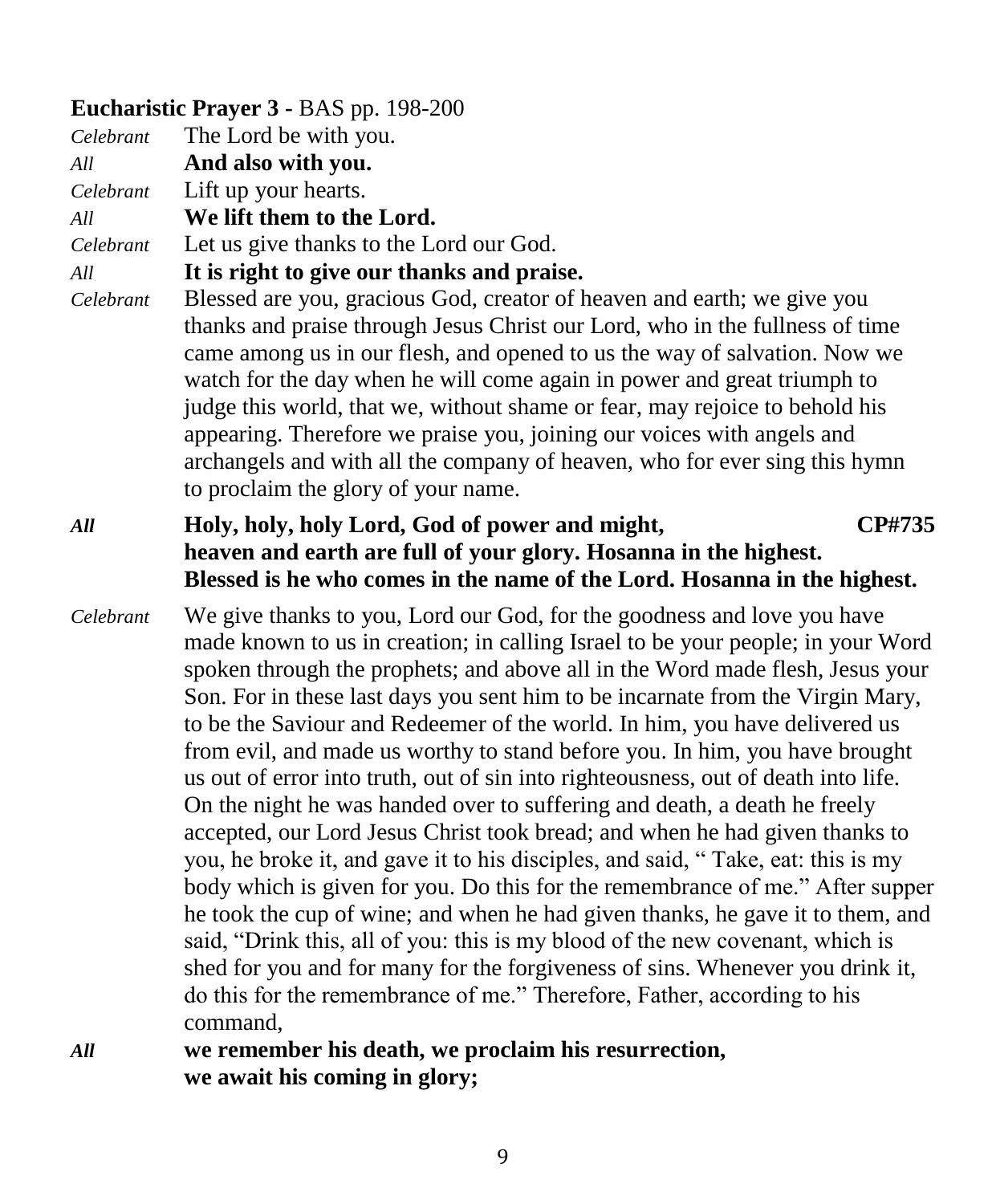**Eucharistic Prayer 3 -** BAS pp. 198-200

*Celebrant* The Lord be with you.

*All* **And also with you.**

*Celebrant* Lift up your hearts.

*All* **We lift them to the Lord.**

*Celebrant* Let us give thanks to the Lord our God.

*All* **It is right to give our thanks and praise.**

*Celebrant* Blessed are you, gracious God, creator of heaven and earth; we give you thanks and praise through Jesus Christ our Lord, who in the fullness of time came among us in our flesh, and opened to us the way of salvation. Now we watch for the day when he will come again in power and great triumph to judge this world, that we, without shame or fear, may rejoice to behold his appearing. Therefore we praise you, joining our voices with angels and archangels and with all the company of heaven, who for ever sing this hymn to proclaim the glory of your name.

***All*** **Holy, holy, holy Lord, God of power and might,** **CP#735**
**heaven and earth are full of your glory. Hosanna in the highest.**
**Blessed is he who comes in the name of the Lord. Hosanna in the highest.**

*Celebrant* We give thanks to you, Lord our God, for the goodness and love you have made known to us in creation; in calling Israel to be your people; in your Word spoken through the prophets; and above all in the Word made flesh, Jesus your Son. For in these last days you sent him to be incarnate from the Virgin Mary, to be the Saviour and Redeemer of the world. In him, you have delivered us from evil, and made us worthy to stand before you. In him, you have brought us out of error into truth, out of sin into righteousness, out of death into life. On the night he was handed over to suffering and death, a death he freely accepted, our Lord Jesus Christ took bread; and when he had given thanks to you, he broke it, and gave it to his disciples, and said, " Take, eat: this is my body which is given for you. Do this for the remembrance of me." After supper he took the cup of wine; and when he had given thanks, he gave it to them, and said, "Drink this, all of you: this is my blood of the new covenant, which is shed for you and for many for the forgiveness of sins. Whenever you drink it, do this for the remembrance of me." Therefore, Father, according to his command,

***All*** **we remember his death, we proclaim his resurrection,**
**we await his coming in glory;**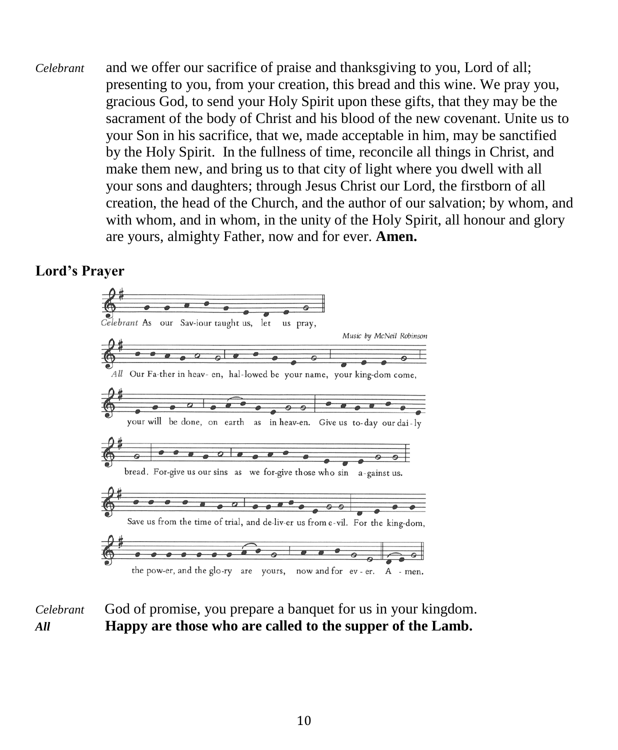*Celebrant* and we offer our sacrifice of praise and thanksgiving to you, Lord of all; presenting to you, from your creation, this bread and this wine. We pray you, gracious God, to send your Holy Spirit upon these gifts, that they may be the sacrament of the body of Christ and his blood of the new covenant. Unite us to your Son in his sacrifice, that we, made acceptable in him, may be sanctified by the Holy Spirit. In the fullness of time, reconcile all things in Christ, and make them new, and bring us to that city of light where you dwell with all your sons and daughters; through Jesus Christ our Lord, the firstborn of all creation, the head of the Church, and the author of our salvation; by whom, and with whom, and in whom, in the unity of the Holy Spirit, all honour and glory are yours, almighty Father, now and for ever. **Amen.**

**Lord's Prayer**

*Celebrant* As our Sav-iour taught us, let us pray,

*Music by McNeil Robinson*

*All* Our Fa-ther in heav- en, hal-lowed be your name, your king-dom come, your will be done, on earth as in heav-en. Give us to-day our dai-ly bread. For-give us our sins as we for-give those who sin a-gainst us. Save us from the time of trial, and de-liv-er us from e-vil. For the king-dom, the pow-er, and the glo-ry are yours, now and for ev-er. A - men.

*Celebrant* God of promise, you prepare a banquet for us in your kingdom.

***All*** **Happy are those who are called to the supper of the Lamb.**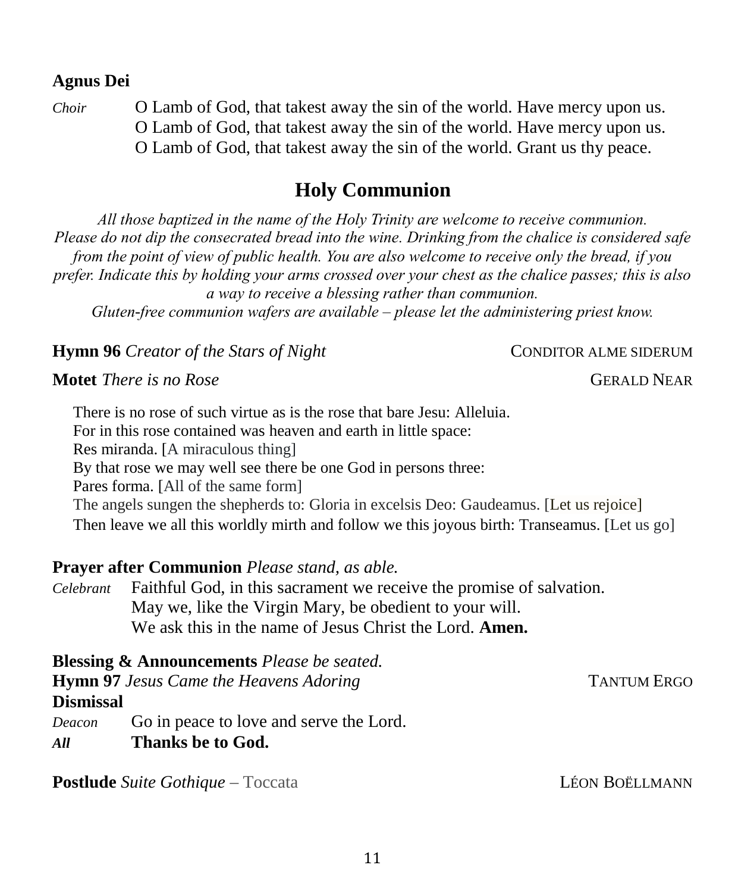**Agnus Dei**

*Choir* O Lamb of God, that takest away the sin of the world. Have mercy upon us.
O Lamb of God, that takest away the sin of the world. Have mercy upon us.
O Lamb of God, that takest away the sin of the world. Grant us thy peace.

## Holy Communion

*All those baptized in the name of the Holy Trinity are welcome to receive communion. Please do not dip the consecrated bread into the wine. Drinking from the chalice is considered safe from the point of view of public health. You are also welcome to receive only the bread, if you prefer. Indicate this by holding your arms crossed over your chest as the chalice passes; this is also a way to receive a blessing rather than communion.*
*Gluten-free communion wafers are available – please let the administering priest know.*

**Hymn 96** *Creator of the Stars of Night* CONDITOR ALME SIDERUM

**Motet** *There is no Rose* GERALD NEAR

There is no rose of such virtue as is the rose that bare Jesu: Alleluia.
For in this rose contained was heaven and earth in little space:
Res miranda. [A miraculous thing]
By that rose we may well see there be one God in persons three:
Pares forma. [All of the same form]
The angels sungen the shepherds to: Gloria in excelsis Deo: Gaudeamus. [Let us rejoice]
Then leave we all this worldly mirth and follow we this joyous birth: Transeamus. [Let us go]

**Prayer after Communion** *Please stand, as able.*

*Celebrant* Faithful God, in this sacrament we receive the promise of salvation.
May we, like the Virgin Mary, be obedient to your will.
We ask this in the name of Jesus Christ the Lord. **Amen.**

**Blessing & Announcements** *Please be seated.*

**Hymn 97** *Jesus Came the Heavens Adoring* TANTUM ERGO

**Dismissal**

*Deacon* Go in peace to love and serve the Lord.
***All*** **Thanks be to God.**

**Postlude** *Suite Gothique* – Toccata LÉON BOËLLMANN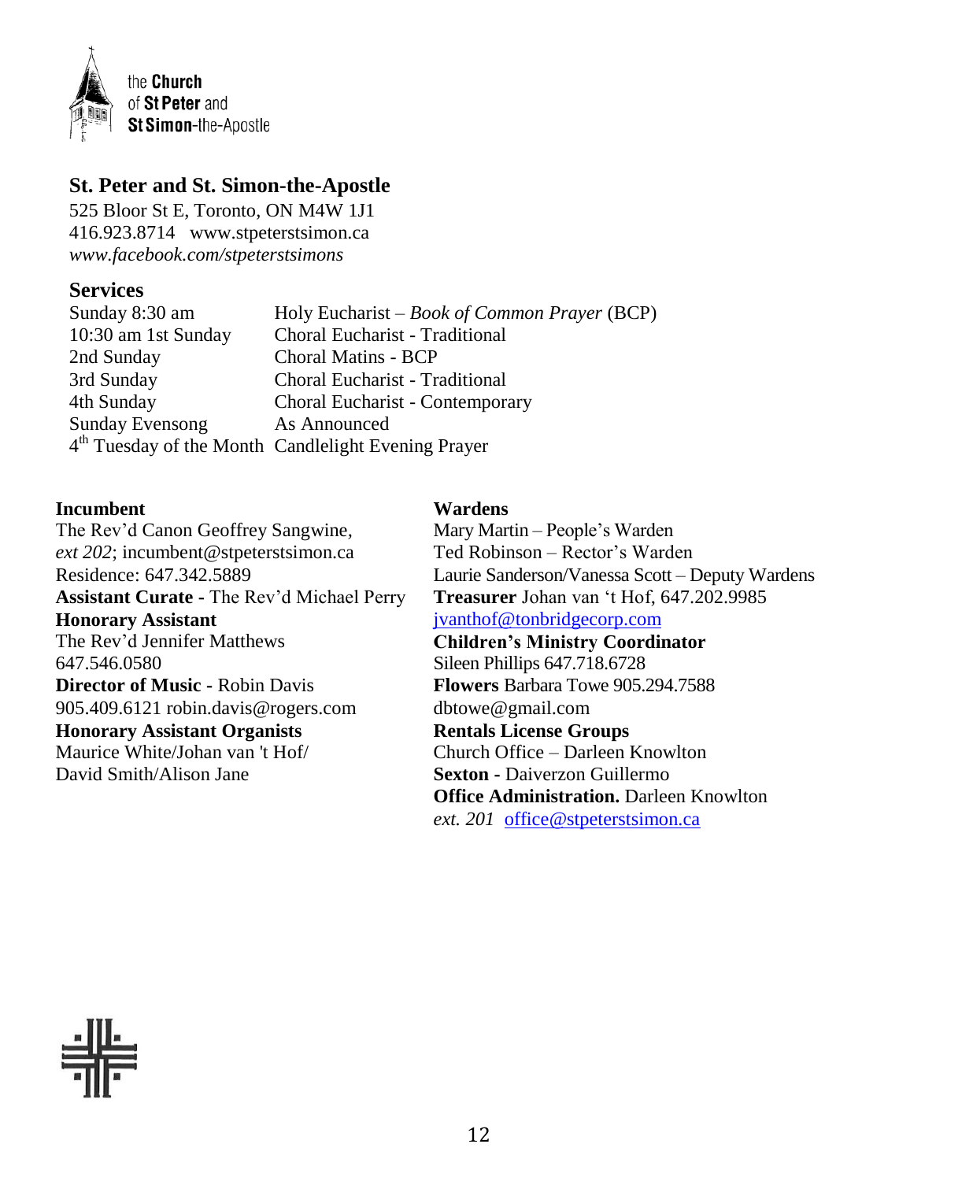the **Church** of **St Peter** and **St Simon**-the-Apostle

## St. Peter and St. Simon-the-Apostle

525 Bloor St E, Toronto, ON M4W 1J1
416.923.8714 www.stpeterstsimon.ca
*www.facebook.com/stpeterstsimons*

### Services

| | |
|---|---|
| Sunday 8:30 am | Holy Eucharist – *Book of Common Prayer* (BCP) |
| 10:30 am 1st Sunday | Choral Eucharist - Traditional |
| 2nd Sunday | Choral Matins - BCP |
| 3rd Sunday | Choral Eucharist - Traditional |
| 4th Sunday | Choral Eucharist - Contemporary |
| Sunday Evensong | As Announced |
| 4th Tuesday of the Month | Candlelight Evening Prayer |

**Incumbent**
The Rev'd Canon Geoffrey Sangwine,
*ext 202*; incumbent@stpeterstsimon.ca
Residence: 647.342.5889
**Assistant Curate -** The Rev'd Michael Perry
**Honorary Assistant**
The Rev'd Jennifer Matthews
647.546.0580
**Director of Music -** Robin Davis
905.409.6121 robin.davis@rogers.com
**Honorary Assistant Organists**
Maurice White/Johan van 't Hof/
David Smith/Alison Jane

**Wardens**
Mary Martin – People's Warden
Ted Robinson – Rector's Warden
Laurie Sanderson/Vanessa Scott – Deputy Wardens
**Treasurer** Johan van 't Hof, 647.202.9985
jvanthof@tonbridgecorp.com
**Children's Ministry Coordinator**
Sileen Phillips 647.718.6728
**Flowers** Barbara Towe 905.294.7588
dbtowe@gmail.com
**Rentals License Groups**
Church Office – Darleen Knowlton
**Sexton -** Daiverzon Guillermo
**Office Administration.** Darleen Knowlton
*ext. 201* office@stpeterstsimon.ca